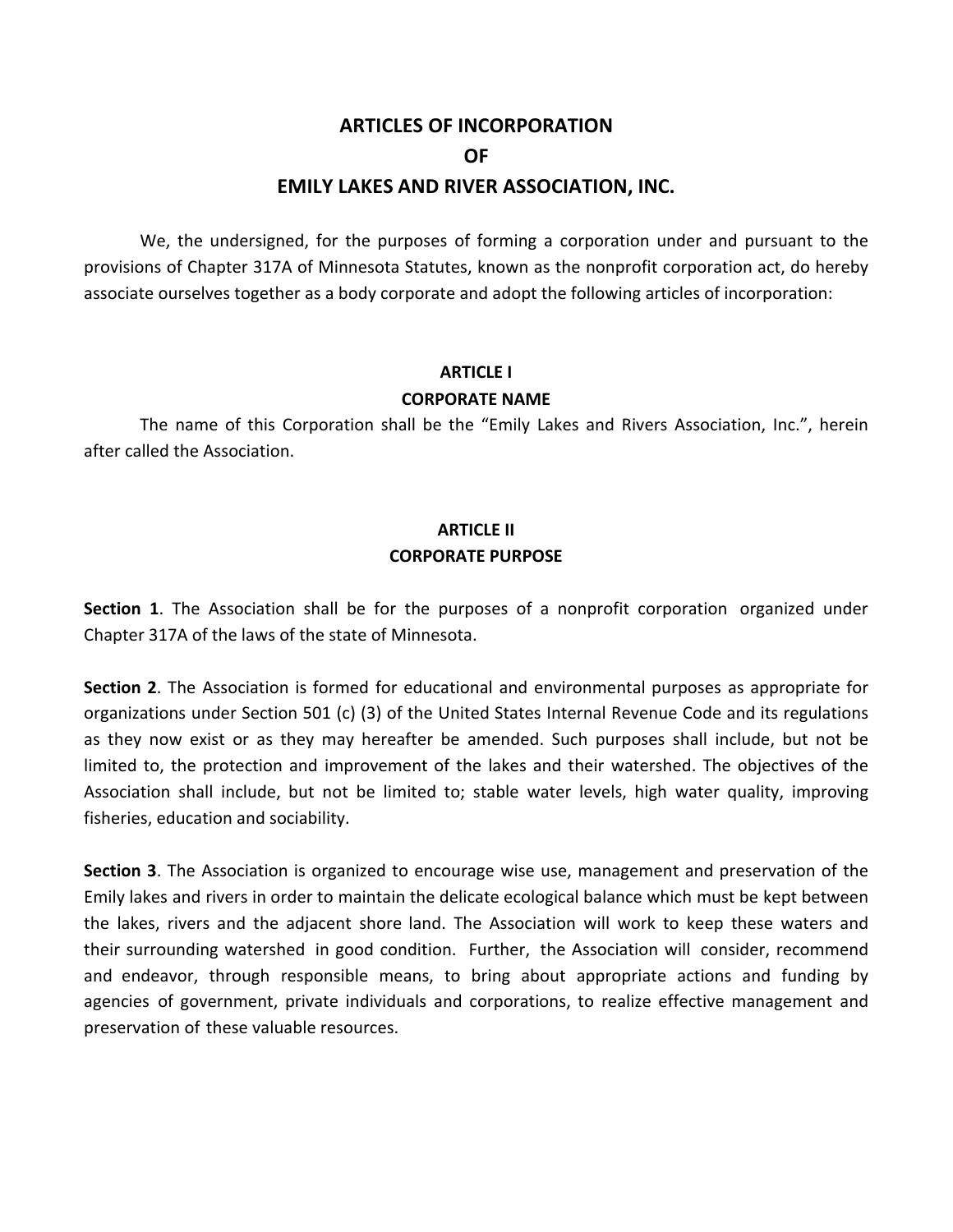# ARTICLES OF INCORPORATION
# OF
# EMILY LAKES AND RIVER ASSOCIATION, INC.

We, the undersigned, for the purposes of forming a corporation under and pursuant to the provisions of Chapter 317A of Minnesota Statutes, known as the nonprofit corporation act, do hereby associate ourselves together as a body corporate and adopt the following articles of incorporation:

## ARTICLE I
## CORPORATE NAME

The name of this Corporation shall be the "Emily Lakes and Rivers Association, Inc.", herein after called the Association.

## ARTICLE II
## CORPORATE PURPOSE

**Section 1**. The Association shall be for the purposes of a nonprofit corporation organized under Chapter 317A of the laws of the state of Minnesota.

**Section 2**. The Association is formed for educational and environmental purposes as appropriate for organizations under Section 501 (c) (3) of the United States Internal Revenue Code and its regulations as they now exist or as they may hereafter be amended. Such purposes shall include, but not be limited to, the protection and improvement of the lakes and their watershed. The objectives of the Association shall include, but not be limited to; stable water levels, high water quality, improving fisheries, education and sociability.

**Section 3**. The Association is organized to encourage wise use, management and preservation of the Emily lakes and rivers in order to maintain the delicate ecological balance which must be kept between the lakes, rivers and the adjacent shore land. The Association will work to keep these waters and their surrounding watershed in good condition. Further, the Association will consider, recommend and endeavor, through responsible means, to bring about appropriate actions and funding by agencies of government, private individuals and corporations, to realize effective management and preservation of these valuable resources.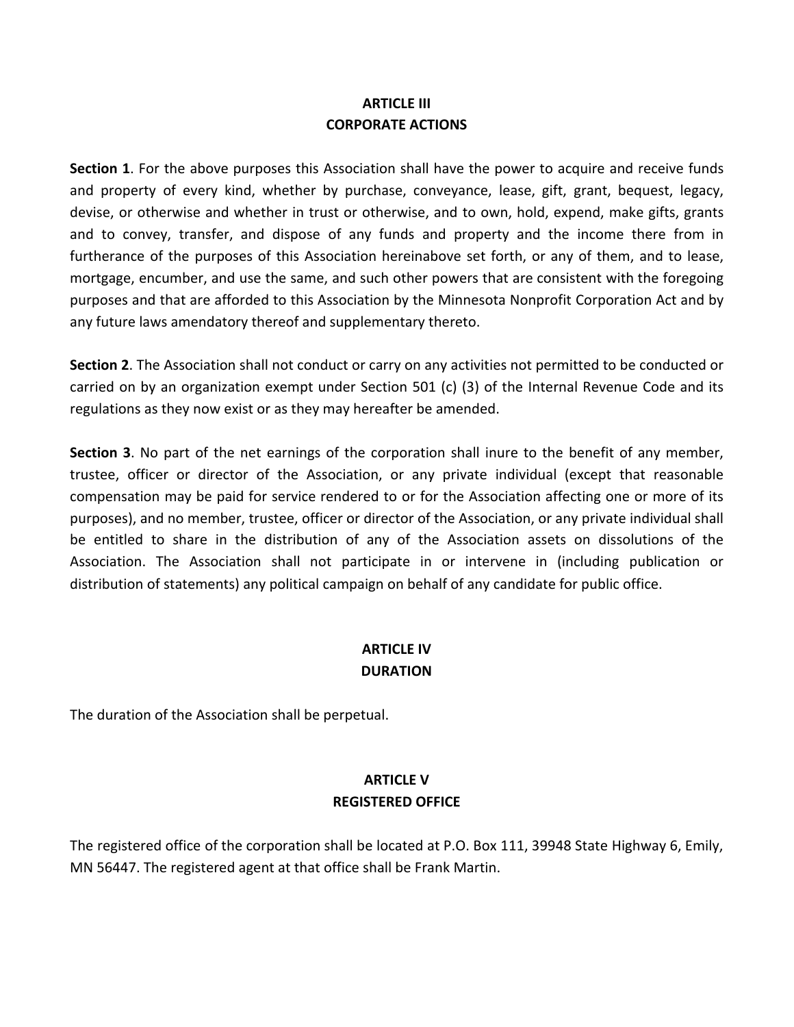## ARTICLE III
## CORPORATE ACTIONS

**Section 1**. For the above purposes this Association shall have the power to acquire and receive funds and property of every kind, whether by purchase, conveyance, lease, gift, grant, bequest, legacy, devise, or otherwise and whether in trust or otherwise, and to own, hold, expend, make gifts, grants and to convey, transfer, and dispose of any funds and property and the income there from in furtherance of the purposes of this Association hereinabove set forth, or any of them, and to lease, mortgage, encumber, and use the same, and such other powers that are consistent with the foregoing purposes and that are afforded to this Association by the Minnesota Nonprofit Corporation Act and by any future laws amendatory thereof and supplementary thereto.

**Section 2**. The Association shall not conduct or carry on any activities not permitted to be conducted or carried on by an organization exempt under Section 501 (c) (3) of the Internal Revenue Code and its regulations as they now exist or as they may hereafter be amended.

**Section 3**. No part of the net earnings of the corporation shall inure to the benefit of any member, trustee, officer or director of the Association, or any private individual (except that reasonable compensation may be paid for service rendered to or for the Association affecting one or more of its purposes), and no member, trustee, officer or director of the Association, or any private individual shall be entitled to share in the distribution of any of the Association assets on dissolutions of the Association. The Association shall not participate in or intervene in (including publication or distribution of statements) any political campaign on behalf of any candidate for public office.

## ARTICLE IV
## DURATION

The duration of the Association shall be perpetual.

## ARTICLE V
## REGISTERED OFFICE

The registered office of the corporation shall be located at P.O. Box 111, 39948 State Highway 6, Emily, MN 56447. The registered agent at that office shall be Frank Martin.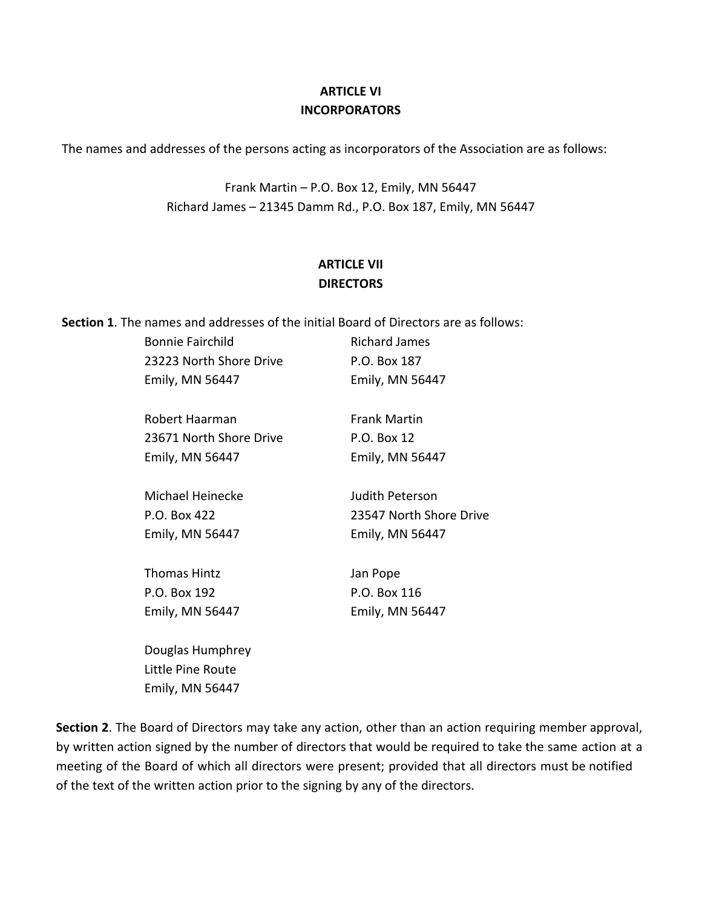## ARTICLE VI
## INCORPORATORS

The names and addresses of the persons acting as incorporators of the Association are as follows:

Frank Martin – P.O. Box 12, Emily, MN 56447
Richard James – 21345 Damm Rd., P.O. Box 187, Emily, MN 56447

## ARTICLE VII
## DIRECTORS

**Section 1**. The names and addresses of the initial Board of Directors are as follows:

Bonnie Fairchild
23223 North Shore Drive
Emily, MN 56447

Richard James
P.O. Box 187
Emily, MN 56447

Robert Haarman
23671 North Shore Drive
Emily, MN 56447

Frank Martin
P.O. Box 12
Emily, MN 56447

Michael Heinecke
P.O. Box 422
Emily, MN 56447

Judith Peterson
23547 North Shore Drive
Emily, MN 56447

Thomas Hintz
P.O. Box 192
Emily, MN 56447

Jan Pope
P.O. Box 116
Emily, MN 56447

Douglas Humphrey
Little Pine Route
Emily, MN 56447

**Section 2**. The Board of Directors may take any action, other than an action requiring member approval, by written action signed by the number of directors that would be required to take the same action at a meeting of the Board of which all directors were present; provided that all directors must be notified of the text of the written action prior to the signing by any of the directors.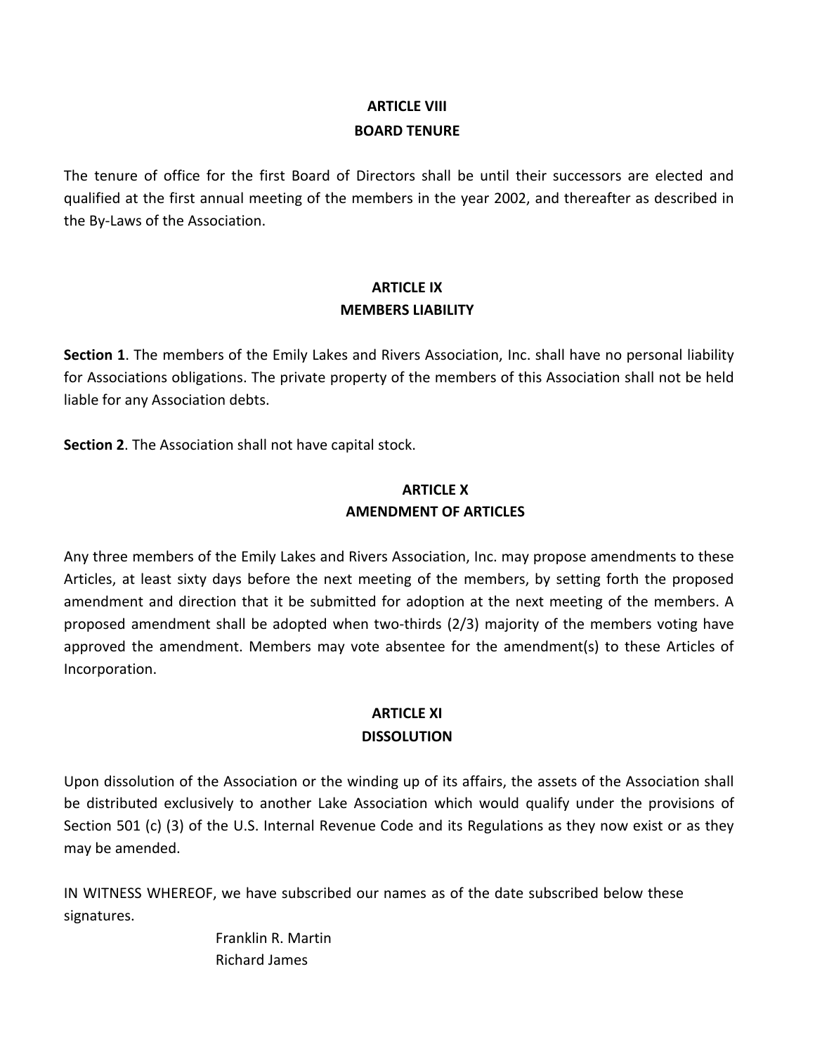## ARTICLE VIII
## BOARD TENURE

The tenure of office for the first Board of Directors shall be until their successors are elected and qualified at the first annual meeting of the members in the year 2002, and thereafter as described in the By-Laws of the Association.

## ARTICLE IX
## MEMBERS LIABILITY

**Section 1**. The members of the Emily Lakes and Rivers Association, Inc. shall have no personal liability for Associations obligations. The private property of the members of this Association shall not be held liable for any Association debts.

**Section 2**. The Association shall not have capital stock.

## ARTICLE X
## AMENDMENT OF ARTICLES

Any three members of the Emily Lakes and Rivers Association, Inc. may propose amendments to these Articles, at least sixty days before the next meeting of the members, by setting forth the proposed amendment and direction that it be submitted for adoption at the next meeting of the members. A proposed amendment shall be adopted when two-thirds (2/3) majority of the members voting have approved the amendment. Members may vote absentee for the amendment(s) to these Articles of Incorporation.

## ARTICLE XI
## DISSOLUTION

Upon dissolution of the Association or the winding up of its affairs, the assets of the Association shall be distributed exclusively to another Lake Association which would qualify under the provisions of Section 501 (c) (3) of the U.S. Internal Revenue Code and its Regulations as they now exist or as they may be amended.

IN WITNESS WHEREOF, we have subscribed our names as of the date subscribed below these signatures.

Franklin R. Martin
Richard James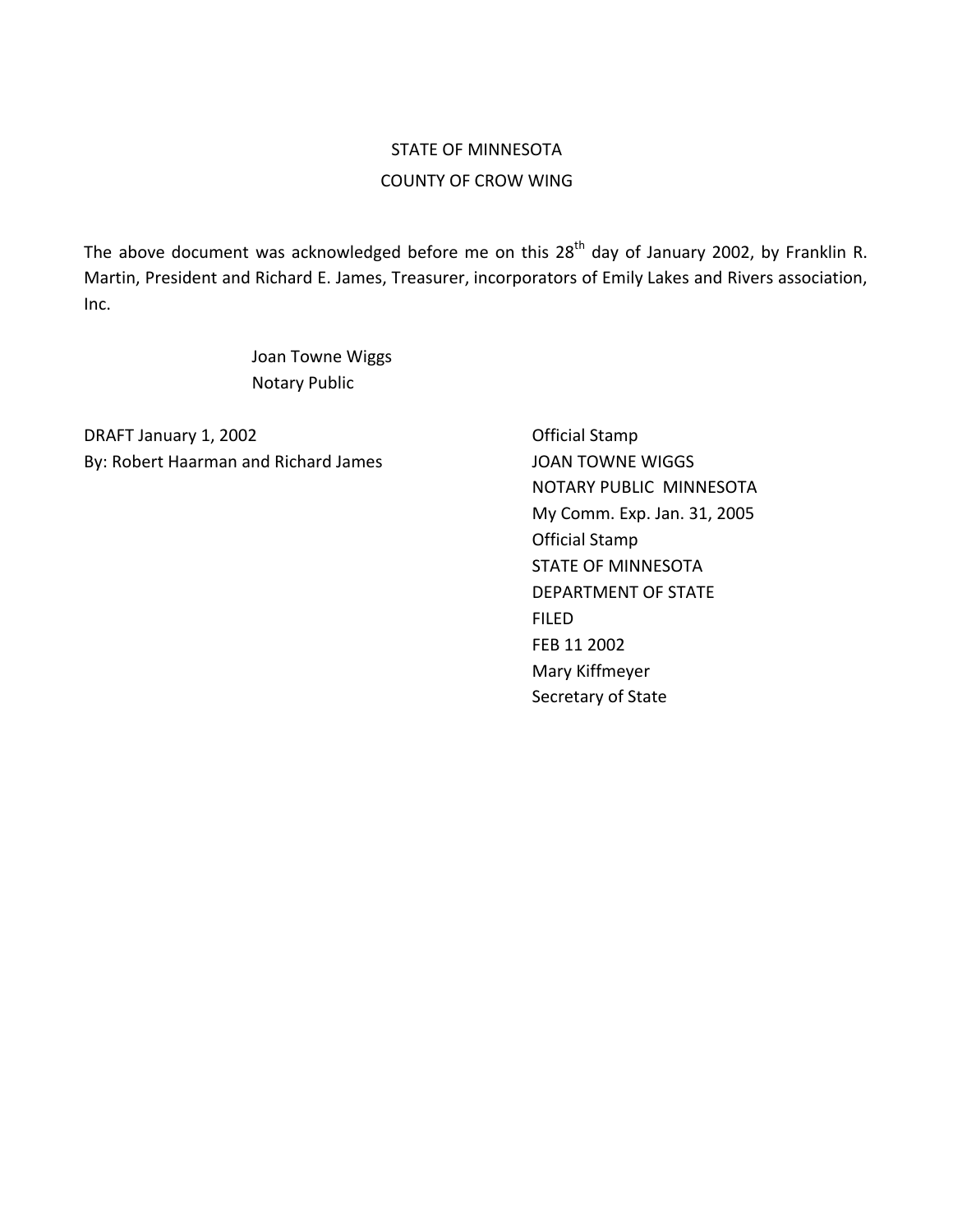STATE OF MINNESOTA

COUNTY OF CROW WING

The above document was acknowledged before me on this 28th day of January 2002, by Franklin R. Martin, President and Richard E. James, Treasurer, incorporators of Emily Lakes and Rivers association, Inc.

Joan Towne Wiggs  
Notary Public

DRAFT January 1, 2002  
By: Robert Haarman and Richard James

Official Stamp  
JOAN TOWNE WIGGS  
NOTARY PUBLIC MINNESOTA  
My Comm. Exp. Jan. 31, 2005

Official Stamp  
STATE OF MINNESOTA  
DEPARTMENT OF STATE  
FILED  
FEB 11 2002  
Mary Kiffmeyer  
Secretary of State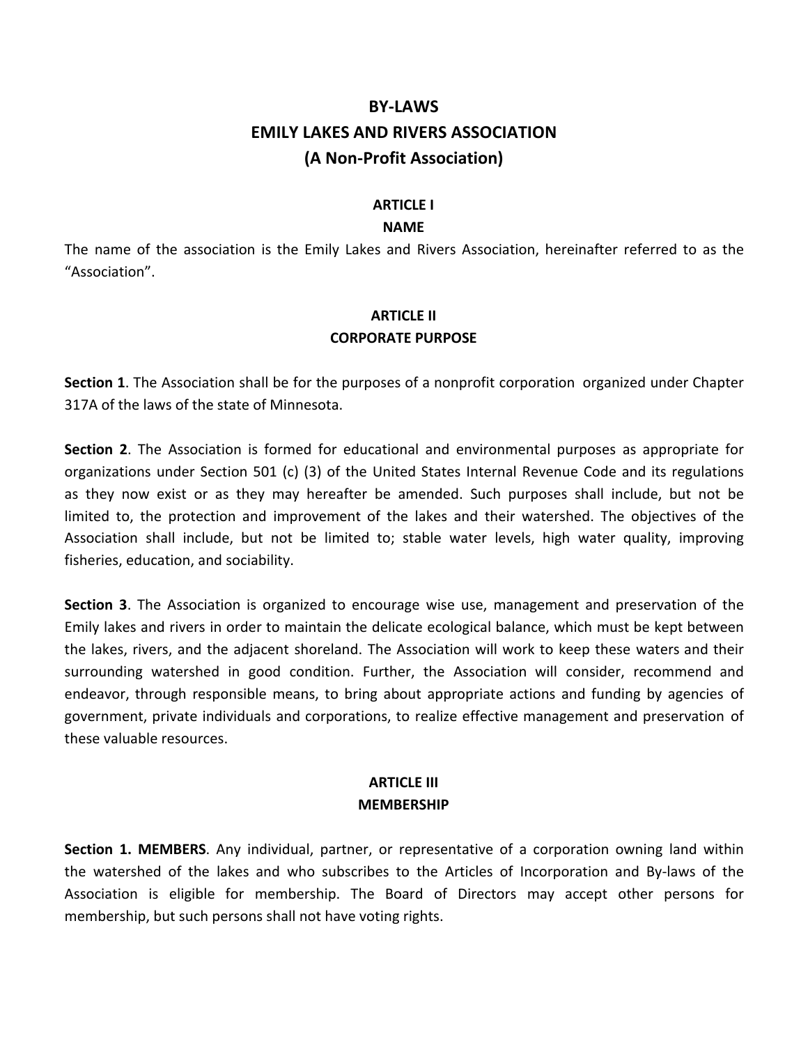# BY-LAWS
# EMILY LAKES AND RIVERS ASSOCIATION
# (A Non-Profit Association)

## ARTICLE I
## NAME

The name of the association is the Emily Lakes and Rivers Association, hereinafter referred to as the "Association".

## ARTICLE II
## CORPORATE PURPOSE

**Section 1**. The Association shall be for the purposes of a nonprofit corporation organized under Chapter 317A of the laws of the state of Minnesota.

**Section 2**. The Association is formed for educational and environmental purposes as appropriate for organizations under Section 501 (c) (3) of the United States Internal Revenue Code and its regulations as they now exist or as they may hereafter be amended. Such purposes shall include, but not be limited to, the protection and improvement of the lakes and their watershed. The objectives of the Association shall include, but not be limited to; stable water levels, high water quality, improving fisheries, education, and sociability.

**Section 3**. The Association is organized to encourage wise use, management and preservation of the Emily lakes and rivers in order to maintain the delicate ecological balance, which must be kept between the lakes, rivers, and the adjacent shoreland. The Association will work to keep these waters and their surrounding watershed in good condition. Further, the Association will consider, recommend and endeavor, through responsible means, to bring about appropriate actions and funding by agencies of government, private individuals and corporations, to realize effective management and preservation of these valuable resources.

## ARTICLE III
## MEMBERSHIP

**Section 1. MEMBERS**. Any individual, partner, or representative of a corporation owning land within the watershed of the lakes and who subscribes to the Articles of Incorporation and By-laws of the Association is eligible for membership. The Board of Directors may accept other persons for membership, but such persons shall not have voting rights.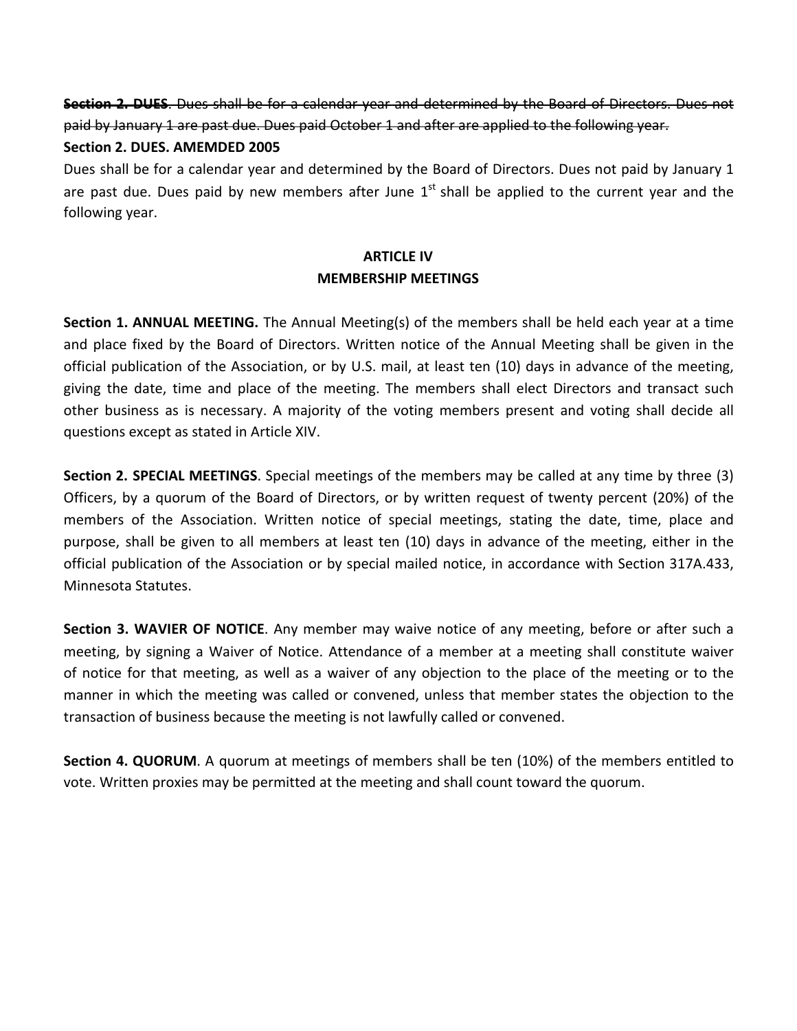~~**Section 2. DUES**. Dues shall be for a calendar year and determined by the Board of Directors. Dues not paid by January 1 are past due. Dues paid October 1 and after are applied to the following year.~~

**Section 2. DUES. AMEMDED 2005**

Dues shall be for a calendar year and determined by the Board of Directors. Dues not paid by January 1 are past due. Dues paid by new members after June 1st shall be applied to the current year and the following year.

## ARTICLE IV
## MEMBERSHIP MEETINGS

**Section 1. ANNUAL MEETING.** The Annual Meeting(s) of the members shall be held each year at a time and place fixed by the Board of Directors. Written notice of the Annual Meeting shall be given in the official publication of the Association, or by U.S. mail, at least ten (10) days in advance of the meeting, giving the date, time and place of the meeting. The members shall elect Directors and transact such other business as is necessary. A majority of the voting members present and voting shall decide all questions except as stated in Article XIV.

**Section 2. SPECIAL MEETINGS**. Special meetings of the members may be called at any time by three (3) Officers, by a quorum of the Board of Directors, or by written request of twenty percent (20%) of the members of the Association. Written notice of special meetings, stating the date, time, place and purpose, shall be given to all members at least ten (10) days in advance of the meeting, either in the official publication of the Association or by special mailed notice, in accordance with Section 317A.433, Minnesota Statutes.

**Section 3. WAVIER OF NOTICE**. Any member may waive notice of any meeting, before or after such a meeting, by signing a Waiver of Notice. Attendance of a member at a meeting shall constitute waiver of notice for that meeting, as well as a waiver of any objection to the place of the meeting or to the manner in which the meeting was called or convened, unless that member states the objection to the transaction of business because the meeting is not lawfully called or convened.

**Section 4. QUORUM**. A quorum at meetings of members shall be ten (10%) of the members entitled to vote. Written proxies may be permitted at the meeting and shall count toward the quorum.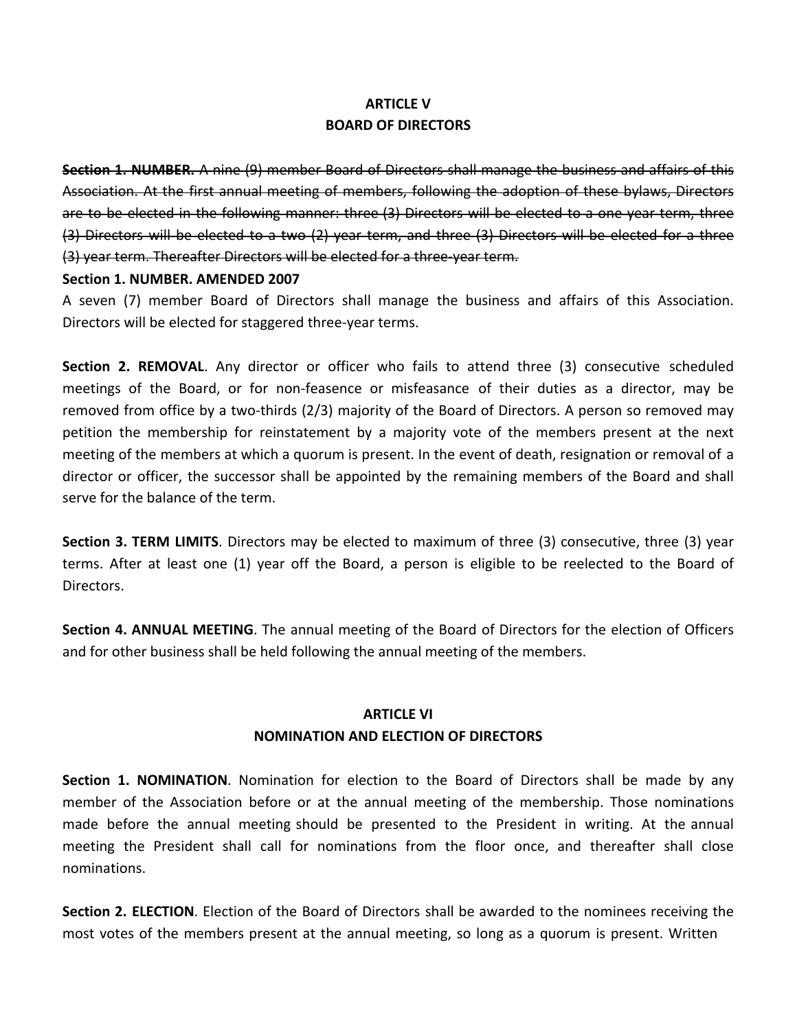**ARTICLE V**
**BOARD OF DIRECTORS**

~~**Section 1. NUMBER.** A nine (9) member Board of Directors shall manage the business and affairs of this Association. At the first annual meeting of members, following the adoption of these bylaws, Directors are to be elected in the following manner: three (3) Directors will be elected to a one year term, three (3) Directors will be elected to a two (2) year term, and three (3) Directors will be elected for a three (3) year term. Thereafter Directors will be elected for a three-year term.~~

**Section 1. NUMBER. AMENDED 2007**

A seven (7) member Board of Directors shall manage the business and affairs of this Association. Directors will be elected for staggered three-year terms.

**Section 2. REMOVAL**. Any director or officer who fails to attend three (3) consecutive scheduled meetings of the Board, or for non-feasence or misfeasance of their duties as a director, may be removed from office by a two-thirds (2/3) majority of the Board of Directors. A person so removed may petition the membership for reinstatement by a majority vote of the members present at the next meeting of the members at which a quorum is present. In the event of death, resignation or removal of a director or officer, the successor shall be appointed by the remaining members of the Board and shall serve for the balance of the term.

**Section 3. TERM LIMITS**. Directors may be elected to maximum of three (3) consecutive, three (3) year terms. After at least one (1) year off the Board, a person is eligible to be reelected to the Board of Directors.

**Section 4. ANNUAL MEETING**. The annual meeting of the Board of Directors for the election of Officers and for other business shall be held following the annual meeting of the members.

**ARTICLE VI**
**NOMINATION AND ELECTION OF DIRECTORS**

**Section 1. NOMINATION**. Nomination for election to the Board of Directors shall be made by any member of the Association before or at the annual meeting of the membership. Those nominations made before the annual meeting should be presented to the President in writing. At the annual meeting the President shall call for nominations from the floor once, and thereafter shall close nominations.

**Section 2. ELECTION**. Election of the Board of Directors shall be awarded to the nominees receiving the most votes of the members present at the annual meeting, so long as a quorum is present. Written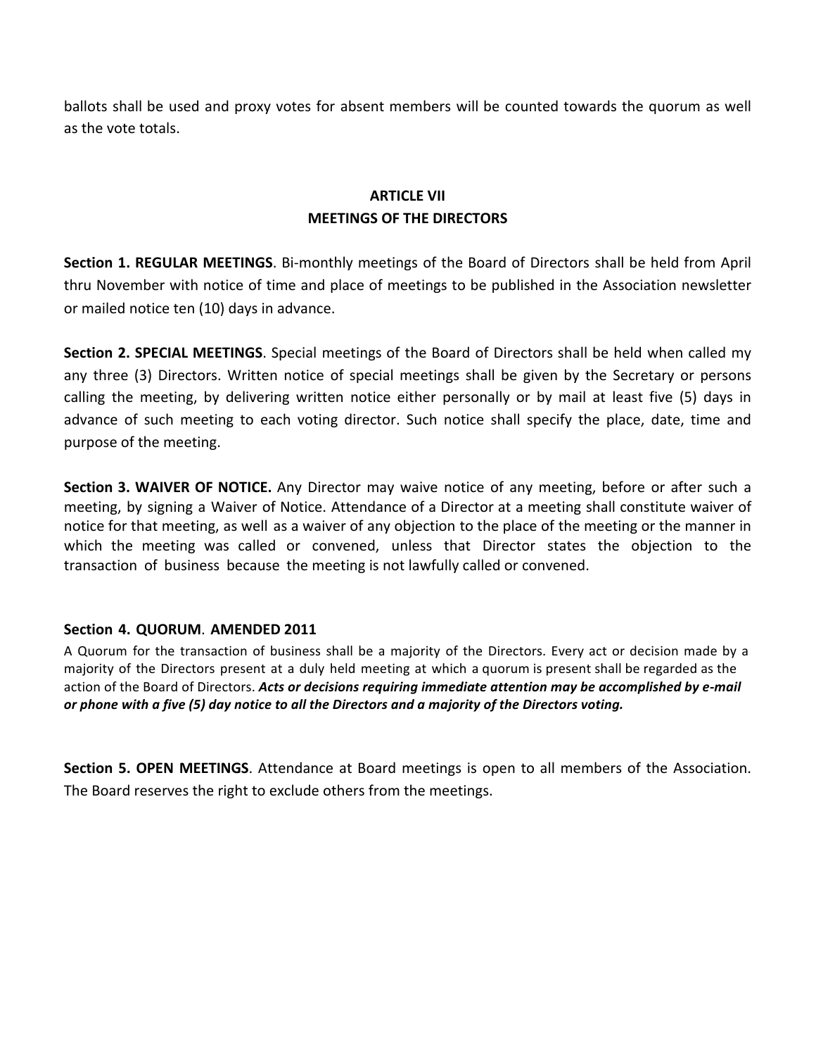ballots shall be used and proxy votes for absent members will be counted towards the quorum as well as the vote totals.

## ARTICLE VII
## MEETINGS OF THE DIRECTORS

**Section 1. REGULAR MEETINGS**. Bi-monthly meetings of the Board of Directors shall be held from April thru November with notice of time and place of meetings to be published in the Association newsletter or mailed notice ten (10) days in advance.

**Section 2. SPECIAL MEETINGS**. Special meetings of the Board of Directors shall be held when called my any three (3) Directors. Written notice of special meetings shall be given by the Secretary or persons calling the meeting, by delivering written notice either personally or by mail at least five (5) days in advance of such meeting to each voting director. Such notice shall specify the place, date, time and purpose of the meeting.

**Section 3. WAIVER OF NOTICE.** Any Director may waive notice of any meeting, before or after such a meeting, by signing a Waiver of Notice. Attendance of a Director at a meeting shall constitute waiver of notice for that meeting, as well as a waiver of any objection to the place of the meeting or the manner in which the meeting was called or convened, unless that Director states the objection to the transaction of business because the meeting is not lawfully called or convened.

**Section 4. QUORUM**. **AMENDED 2011**

A Quorum for the transaction of business shall be a majority of the Directors. Every act or decision made by a majority of the Directors present at a duly held meeting at which a quorum is present shall be regarded as the action of the Board of Directors. ***Acts or decisions requiring immediate attention may be accomplished by e-mail or phone with a five (5) day notice to all the Directors and a majority of the Directors voting.***

**Section 5. OPEN MEETINGS**. Attendance at Board meetings is open to all members of the Association. The Board reserves the right to exclude others from the meetings.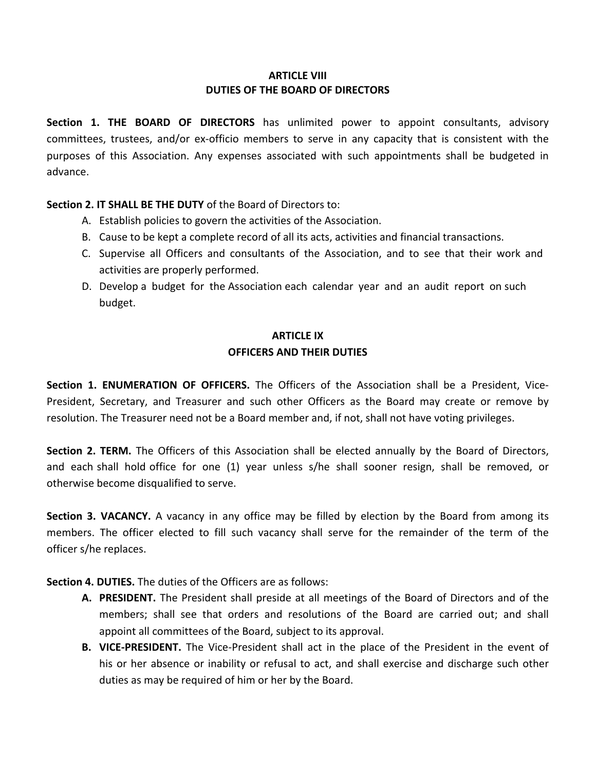## ARTICLE VIII
## DUTIES OF THE BOARD OF DIRECTORS

**Section 1. THE BOARD OF DIRECTORS** has unlimited power to appoint consultants, advisory committees, trustees, and/or ex-officio members to serve in any capacity that is consistent with the purposes of this Association. Any expenses associated with such appointments shall be budgeted in advance.

**Section 2. IT SHALL BE THE DUTY** of the Board of Directors to:

A. Establish policies to govern the activities of the Association.
B. Cause to be kept a complete record of all its acts, activities and financial transactions.
C. Supervise all Officers and consultants of the Association, and to see that their work and activities are properly performed.
D. Develop a budget for the Association each calendar year and an audit report on such budget.

## ARTICLE IX
## OFFICERS AND THEIR DUTIES

**Section 1. ENUMERATION OF OFFICERS.** The Officers of the Association shall be a President, Vice-President, Secretary, and Treasurer and such other Officers as the Board may create or remove by resolution. The Treasurer need not be a Board member and, if not, shall not have voting privileges.

**Section 2. TERM.** The Officers of this Association shall be elected annually by the Board of Directors, and each shall hold office for one (1) year unless s/he shall sooner resign, shall be removed, or otherwise become disqualified to serve.

**Section 3. VACANCY.** A vacancy in any office may be filled by election by the Board from among its members. The officer elected to fill such vacancy shall serve for the remainder of the term of the officer s/he replaces.

**Section 4. DUTIES.** The duties of the Officers are as follows:

**A. PRESIDENT.** The President shall preside at all meetings of the Board of Directors and of the members; shall see that orders and resolutions of the Board are carried out; and shall appoint all committees of the Board, subject to its approval.

**B. VICE-PRESIDENT.** The Vice-President shall act in the place of the President in the event of his or her absence or inability or refusal to act, and shall exercise and discharge such other duties as may be required of him or her by the Board.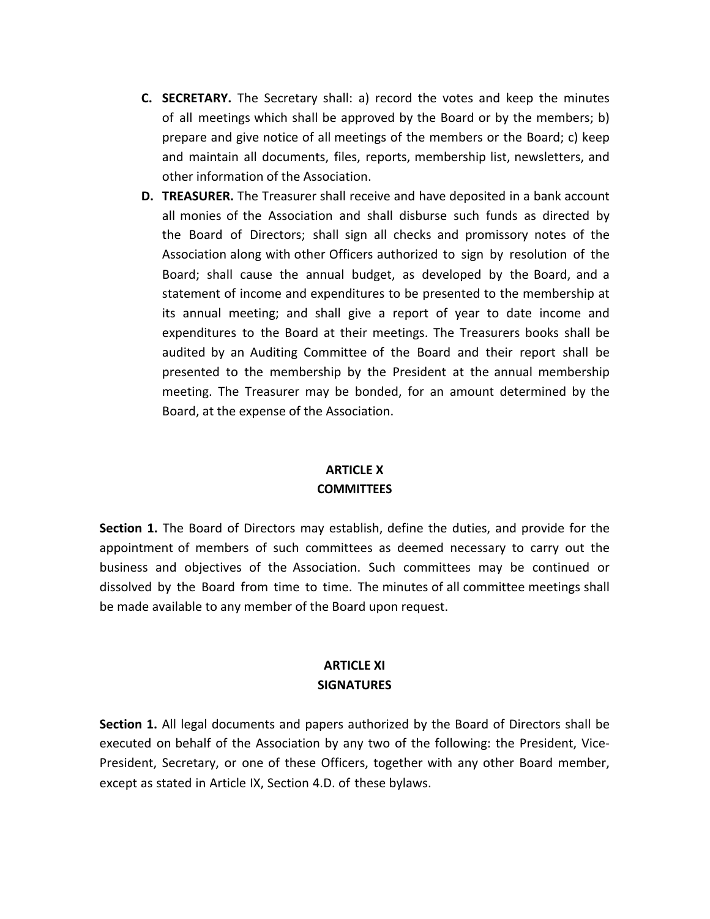**C. SECRETARY.** The Secretary shall: a) record the votes and keep the minutes of all meetings which shall be approved by the Board or by the members; b) prepare and give notice of all meetings of the members or the Board; c) keep and maintain all documents, files, reports, membership list, newsletters, and other information of the Association.

**D. TREASURER.** The Treasurer shall receive and have deposited in a bank account all monies of the Association and shall disburse such funds as directed by the Board of Directors; shall sign all checks and promissory notes of the Association along with other Officers authorized to sign by resolution of the Board; shall cause the annual budget, as developed by the Board, and a statement of income and expenditures to be presented to the membership at its annual meeting; and shall give a report of year to date income and expenditures to the Board at their meetings. The Treasurers books shall be audited by an Auditing Committee of the Board and their report shall be presented to the membership by the President at the annual membership meeting. The Treasurer may be bonded, for an amount determined by the Board, at the expense of the Association.

## ARTICLE X
## COMMITTEES

**Section 1.** The Board of Directors may establish, define the duties, and provide for the appointment of members of such committees as deemed necessary to carry out the business and objectives of the Association. Such committees may be continued or dissolved by the Board from time to time. The minutes of all committee meetings shall be made available to any member of the Board upon request.

## ARTICLE XI
## SIGNATURES

**Section 1.** All legal documents and papers authorized by the Board of Directors shall be executed on behalf of the Association by any two of the following: the President, Vice-President, Secretary, or one of these Officers, together with any other Board member, except as stated in Article IX, Section 4.D. of these bylaws.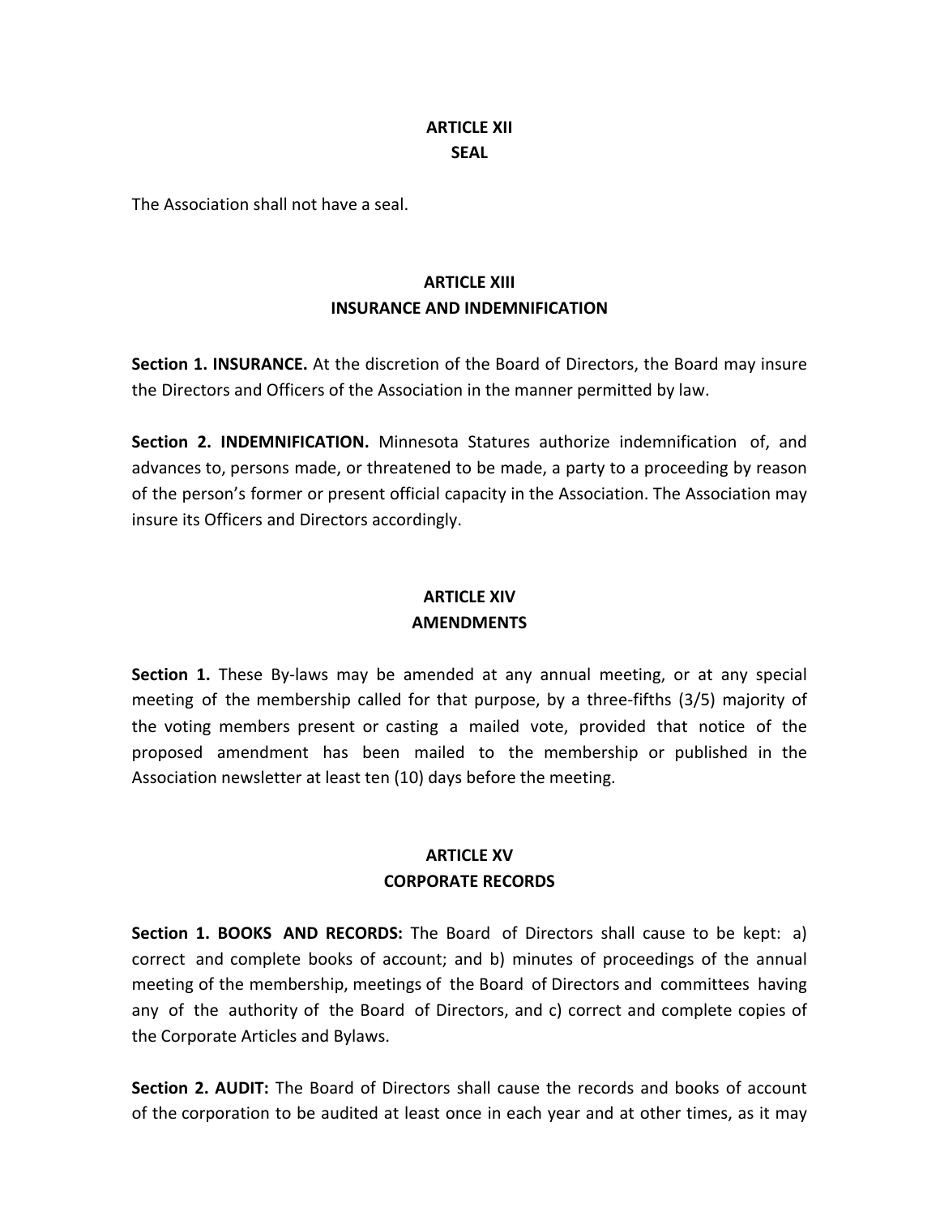## ARTICLE XII
## SEAL

The Association shall not have a seal.

## ARTICLE XIII
## INSURANCE AND INDEMNIFICATION

**Section 1. INSURANCE.** At the discretion of the Board of Directors, the Board may insure the Directors and Officers of the Association in the manner permitted by law.

**Section 2. INDEMNIFICATION.** Minnesota Statures authorize indemnification of, and advances to, persons made, or threatened to be made, a party to a proceeding by reason of the person's former or present official capacity in the Association. The Association may insure its Officers and Directors accordingly.

## ARTICLE XIV
## AMENDMENTS

**Section 1.** These By-laws may be amended at any annual meeting, or at any special meeting of the membership called for that purpose, by a three-fifths (3/5) majority of the voting members present or casting a mailed vote, provided that notice of the proposed amendment has been mailed to the membership or published in the Association newsletter at least ten (10) days before the meeting.

## ARTICLE XV
## CORPORATE RECORDS

**Section 1. BOOKS AND RECORDS:** The Board of Directors shall cause to be kept: a) correct and complete books of account; and b) minutes of proceedings of the annual meeting of the membership, meetings of the Board of Directors and committees having any of the authority of the Board of Directors, and c) correct and complete copies of the Corporate Articles and Bylaws.

**Section 2. AUDIT:** The Board of Directors shall cause the records and books of account of the corporation to be audited at least once in each year and at other times, as it may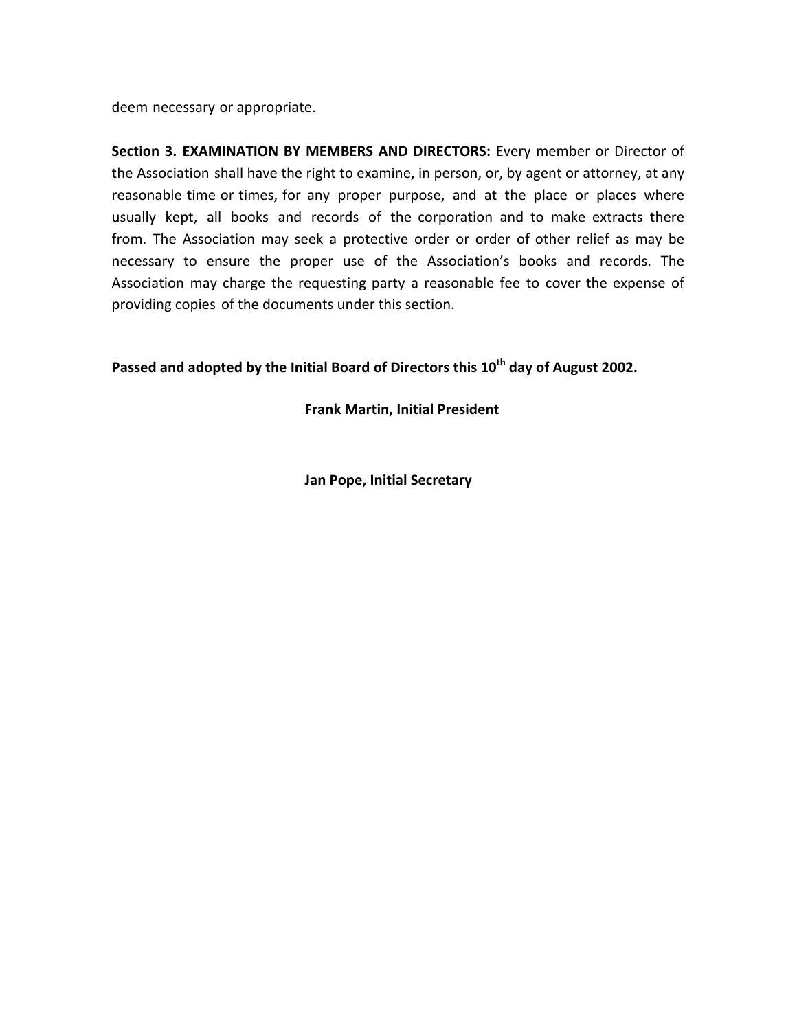deem necessary or appropriate.

**Section 3. EXAMINATION BY MEMBERS AND DIRECTORS:** Every member or Director of the Association shall have the right to examine, in person, or, by agent or attorney, at any reasonable time or times, for any proper purpose, and at the place or places where usually kept, all books and records of the corporation and to make extracts there from. The Association may seek a protective order or order of other relief as may be necessary to ensure the proper use of the Association's books and records. The Association may charge the requesting party a reasonable fee to cover the expense of providing copies of the documents under this section.

**Passed and adopted by the Initial Board of Directors this 10th day of August 2002.**

**Frank Martin, Initial President**

**Jan Pope, Initial Secretary**